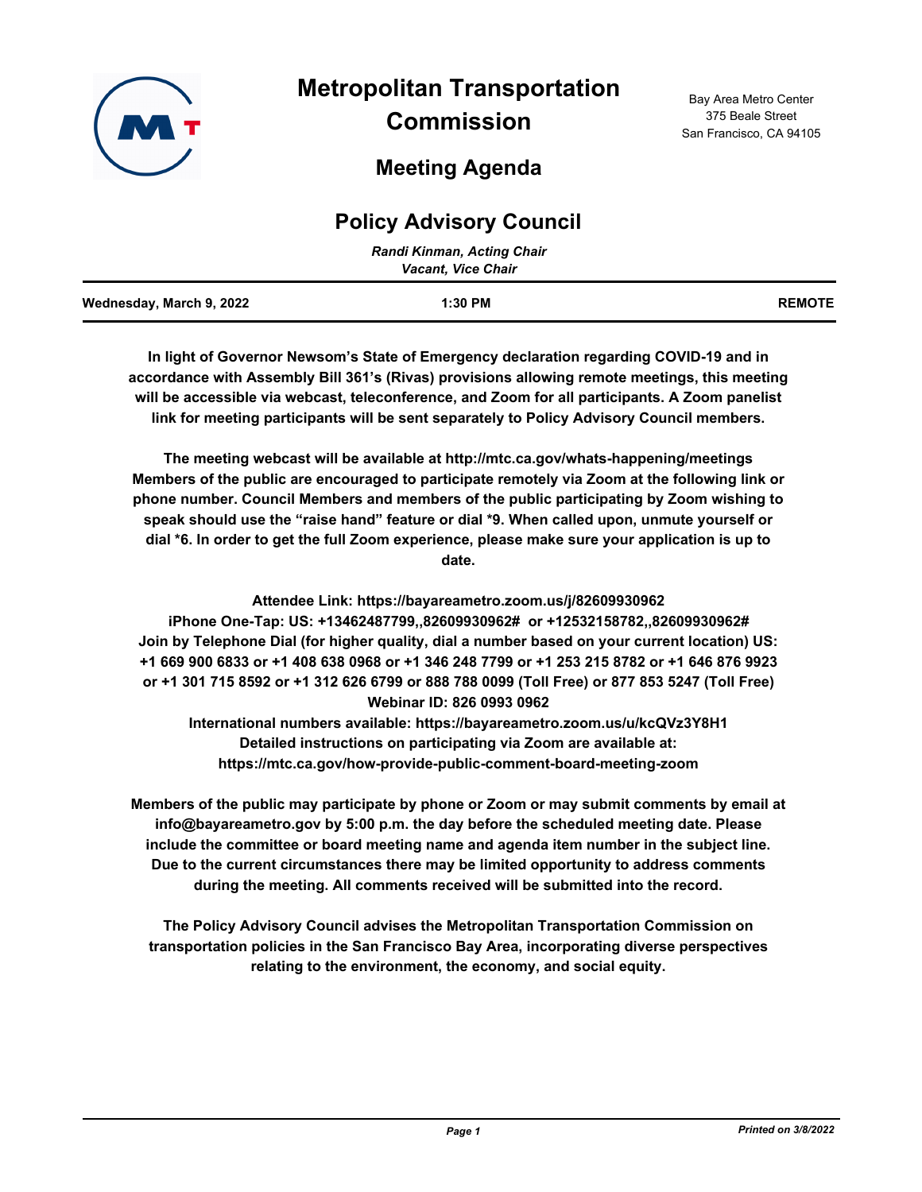# Metropolitan Transportation Commission

Bay Area Metro Center
375 Beale Street
San Francisco, CA 94105

## Meeting Agenda

## Policy Advisory Council

*Randi Kinman, Acting Chair*
*Vacant, Vice Chair*

**Wednesday, March 9, 2022** | **1:30 PM** | **REMOTE**

**In light of Governor Newsom's State of Emergency declaration regarding COVID-19 and in accordance with Assembly Bill 361's (Rivas) provisions allowing remote meetings, this meeting will be accessible via webcast, teleconference, and Zoom for all participants. A Zoom panelist link for meeting participants will be sent separately to Policy Advisory Council members.**

**The meeting webcast will be available at http://mtc.ca.gov/whats-happening/meetings Members of the public are encouraged to participate remotely via Zoom at the following link or phone number. Council Members and members of the public participating by Zoom wishing to speak should use the "raise hand" feature or dial *9. When called upon, unmute yourself or dial *6. In order to get the full Zoom experience, please make sure your application is up to date.**

**Attendee Link: https://bayareametro.zoom.us/j/82609930962**
**iPhone One-Tap: US: +13462487799,,82609930962# or +12532158782,,82609930962#**
**Join by Telephone Dial (for higher quality, dial a number based on your current location) US: +1 669 900 6833 or +1 408 638 0968 or +1 346 248 7799 or +1 253 215 8782 or +1 646 876 9923 or +1 301 715 8592 or +1 312 626 6799 or 888 788 0099 (Toll Free) or 877 853 5247 (Toll Free)**
**Webinar ID: 826 0993 0962**
**International numbers available: https://bayareametro.zoom.us/u/kcQVz3Y8H1**
**Detailed instructions on participating via Zoom are available at: https://mtc.ca.gov/how-provide-public-comment-board-meeting-zoom**

**Members of the public may participate by phone or Zoom or may submit comments by email at info@bayareametro.gov by 5:00 p.m. the day before the scheduled meeting date. Please include the committee or board meeting name and agenda item number in the subject line. Due to the current circumstances there may be limited opportunity to address comments during the meeting. All comments received will be submitted into the record.**

**The Policy Advisory Council advises the Metropolitan Transportation Commission on transportation policies in the San Francisco Bay Area, incorporating diverse perspectives relating to the environment, the economy, and social equity.**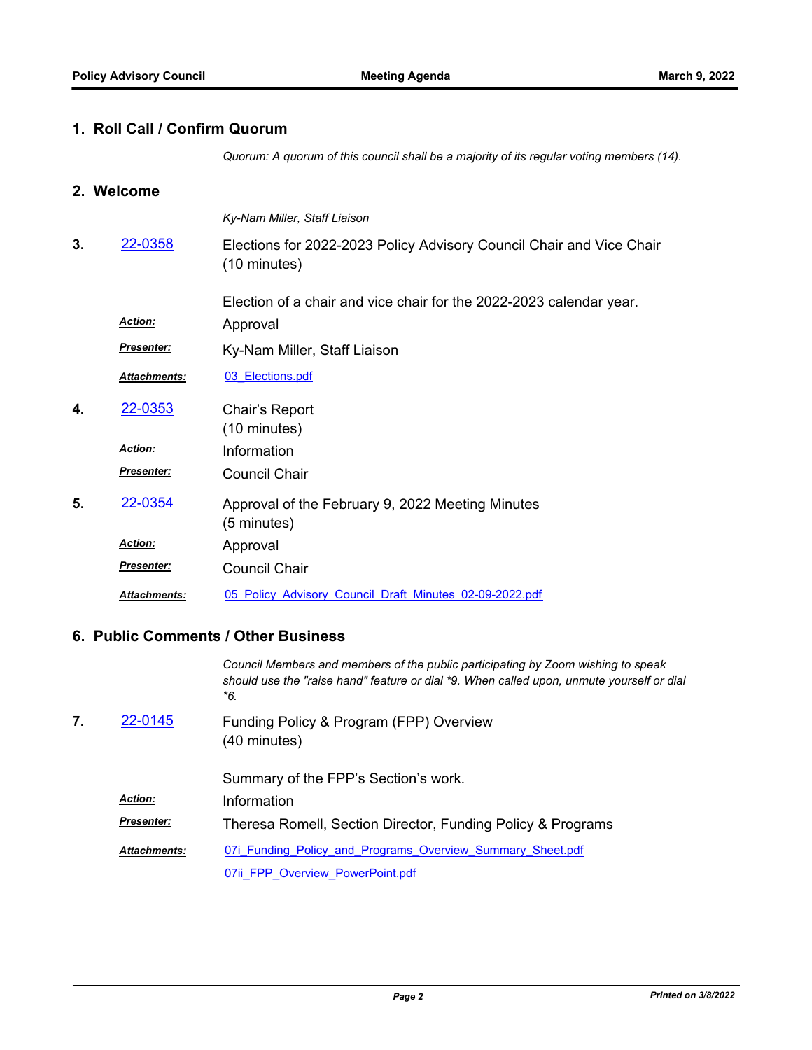## 1. Roll Call / Confirm Quorum

*Quorum: A quorum of this council shall be a majority of its regular voting members (14).*

## 2. Welcome

*Ky-Nam Miller, Staff Liaison*

**3.** 22-0358 Elections for 2022-2023 Policy Advisory Council Chair and Vice Chair (10 minutes)

Election of a chair and vice chair for the 2022-2023 calendar year.

***Action:*** Approval

***Presenter:*** Ky-Nam Miller, Staff Liaison

***Attachments:*** 03_Elections.pdf

**4.** 22-0353 Chair's Report (10 minutes)

***Action:*** Information

***Presenter:*** Council Chair

**5.** 22-0354 Approval of the February 9, 2022 Meeting Minutes (5 minutes)

***Action:*** Approval

***Presenter:*** Council Chair

***Attachments:*** 05_Policy_Advisory_Council_Draft_Minutes_02-09-2022.pdf

## 6. Public Comments / Other Business

*Council Members and members of the public participating by Zoom wishing to speak should use the "raise hand" feature or dial *9. When called upon, unmute yourself or dial *6.*

**7.** 22-0145 Funding Policy & Program (FPP) Overview (40 minutes)

Summary of the FPP's Section's work.

***Action:*** Information

***Presenter:*** Theresa Romell, Section Director, Funding Policy & Programs

***Attachments:*** 07i_Funding_Policy_and_Programs_Overview_Summary_Sheet.pdf

07ii_FPP_Overview_PowerPoint.pdf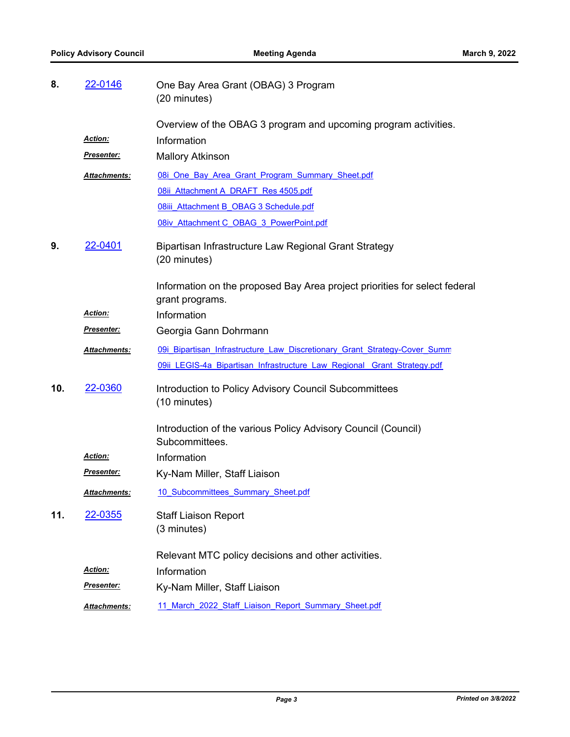**8.** 22-0146 One Bay Area Grant (OBAG) 3 Program
(20 minutes)

Overview of the OBAG 3 program and upcoming program activities.

***Action:*** Information

***Presenter:*** Mallory Atkinson

***Attachments:*** 08i_One_Bay_Area_Grant_Program_Summary_Sheet.pdf
08ii_Attachment A_DRAFT_Res 4505.pdf
08iii_Attachment B_OBAG 3 Schedule.pdf
08iv_Attachment C_OBAG_3_PowerPoint.pdf

**9.** 22-0401 Bipartisan Infrastructure Law Regional Grant Strategy
(20 minutes)

Information on the proposed Bay Area project priorities for select federal grant programs.

***Action:*** Information

***Presenter:*** Georgia Gann Dohrmann

***Attachments:*** 09i_Bipartisan_Infrastructure_Law_Discretionary_Grant_Strategy-Cover_Summ
09ii_LEGIS-4a_Bipartisan_Infrastructure_Law_Regional_Grant_Strategy.pdf

**10.** 22-0360 Introduction to Policy Advisory Council Subcommittees
(10 minutes)

Introduction of the various Policy Advisory Council (Council) Subcommittees.

***Action:*** Information

***Presenter:*** Ky-Nam Miller, Staff Liaison

***Attachments:*** 10_Subcommittees_Summary_Sheet.pdf

**11.** 22-0355 Staff Liaison Report
(3 minutes)

Relevant MTC policy decisions and other activities.

***Action:*** Information

***Presenter:*** Ky-Nam Miller, Staff Liaison

***Attachments:*** 11_March_2022_Staff_Liaison_Report_Summary_Sheet.pdf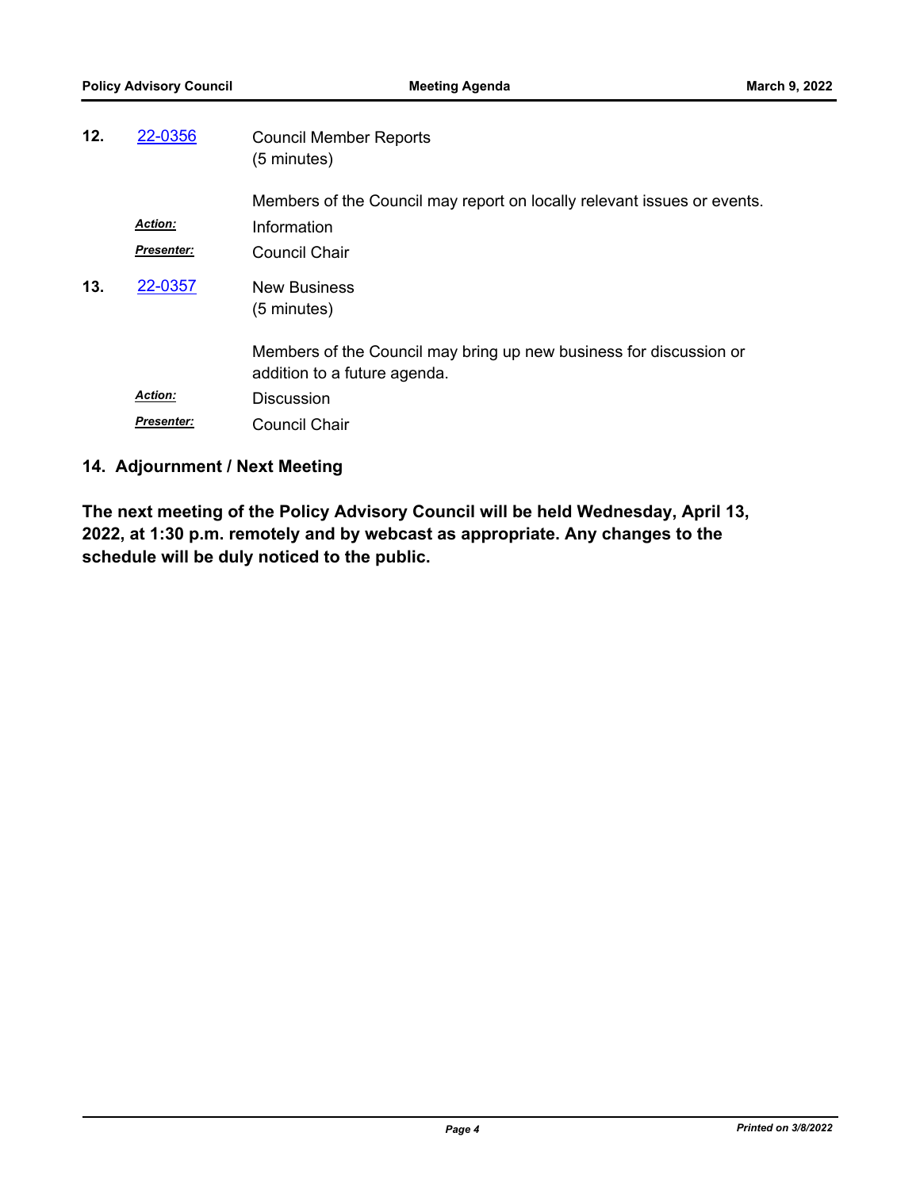**12.** 22-0356 Council Member Reports
(5 minutes)

Members of the Council may report on locally relevant issues or events.

***Action:*** Information

***Presenter:*** Council Chair

**13.** 22-0357 New Business
(5 minutes)

Members of the Council may bring up new business for discussion or addition to a future agenda.

***Action:*** Discussion

***Presenter:*** Council Chair

**14. Adjournment / Next Meeting**

**The next meeting of the Policy Advisory Council will be held Wednesday, April 13, 2022, at 1:30 p.m. remotely and by webcast as appropriate. Any changes to the schedule will be duly noticed to the public.**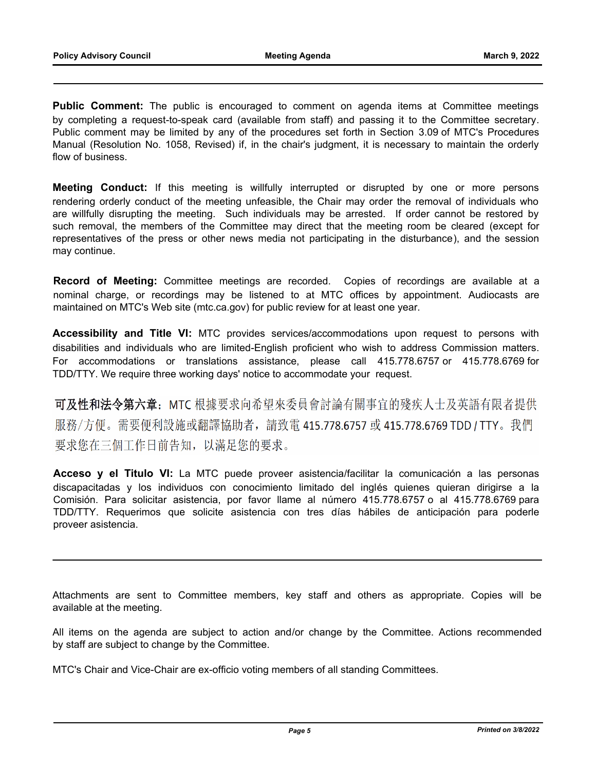**Public Comment:** The public is encouraged to comment on agenda items at Committee meetings by completing a request-to-speak card (available from staff) and passing it to the Committee secretary. Public comment may be limited by any of the procedures set forth in Section 3.09 of MTC's Procedures Manual (Resolution No. 1058, Revised) if, in the chair's judgment, it is necessary to maintain the orderly flow of business.

**Meeting Conduct:** If this meeting is willfully interrupted or disrupted by one or more persons rendering orderly conduct of the meeting unfeasible, the Chair may order the removal of individuals who are willfully disrupting the meeting. Such individuals may be arrested. If order cannot be restored by such removal, the members of the Committee may direct that the meeting room be cleared (except for representatives of the press or other news media not participating in the disturbance), and the session may continue.

**Record of Meeting:** Committee meetings are recorded. Copies of recordings are available at a nominal charge, or recordings may be listened to at MTC offices by appointment. Audiocasts are maintained on MTC's Web site (mtc.ca.gov) for public review for at least one year.

**Accessibility and Title VI:** MTC provides services/accommodations upon request to persons with disabilities and individuals who are limited-English proficient who wish to address Commission matters. For accommodations or translations assistance, please call 415.778.6757 or 415.778.6769 for TDD/TTY. We require three working days' notice to accommodate your request.

**可及性和法令第六章**：MTC 根據要求向希望來委員會討論有關事宜的殘疾人士及英語有限者提供服務/方便。需要便利設施或翻譯協助者，請致電 415.778.6757 或 415.778.6769 TDD / TTY。我們要求您在三個工作日前告知，以滿足您的要求。

**Acceso y el Titulo VI:** La MTC puede proveer asistencia/facilitar la comunicación a las personas discapacitadas y los individuos con conocimiento limitado del inglés quienes quieran dirigirse a la Comisión. Para solicitar asistencia, por favor llame al número 415.778.6757 o al 415.778.6769 para TDD/TTY. Requerimos que solicite asistencia con tres días hábiles de anticipación para poderle proveer asistencia.

---

Attachments are sent to Committee members, key staff and others as appropriate. Copies will be available at the meeting.

All items on the agenda are subject to action and/or change by the Committee. Actions recommended by staff are subject to change by the Committee.

MTC's Chair and Vice-Chair are ex-officio voting members of all standing Committees.